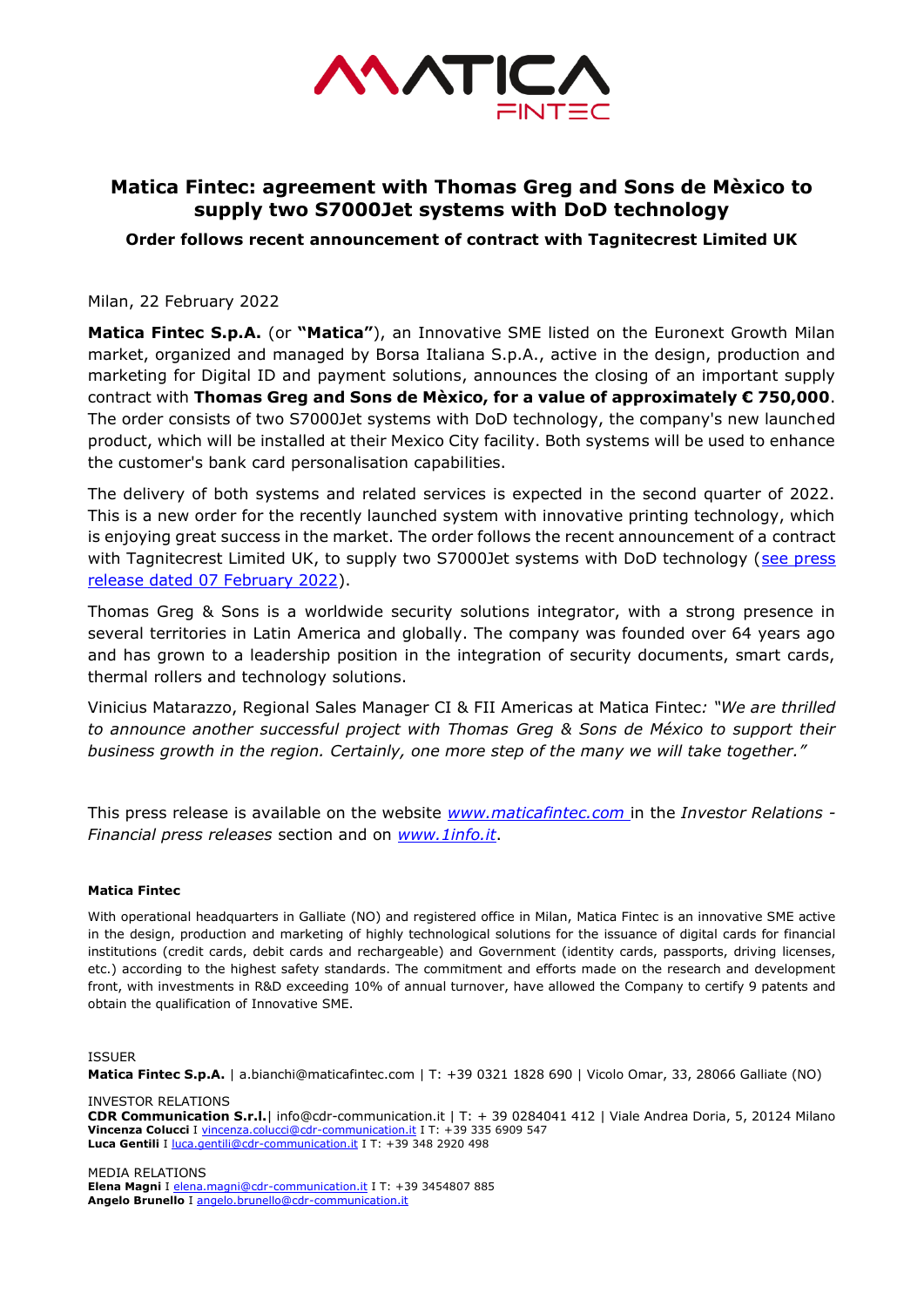MATICA FINTEC

# Matica Fintec: agreement with Thomas Greg and Sons de Mèxico to supply two S7000Jet systems with DoD technology

### Order follows recent announcement of contract with Tagnitecrest Limited UK

Milan, 22 February 2022

**Matica Fintec S.p.A.** (or **"Matica"**), an Innovative SME listed on the Euronext Growth Milan market, organized and managed by Borsa Italiana S.p.A., active in the design, production and marketing for Digital ID and payment solutions, announces the closing of an important supply contract with **Thomas Greg and Sons de Mèxico, for a value of approximately € 750,000**. The order consists of two S7000Jet systems with DoD technology, the company's new launched product, which will be installed at their Mexico City facility. Both systems will be used to enhance the customer's bank card personalisation capabilities.

The delivery of both systems and related services is expected in the second quarter of 2022. This is a new order for the recently launched system with innovative printing technology, which is enjoying great success in the market. The order follows the recent announcement of a contract with Tagnitecrest Limited UK, to supply two S7000Jet systems with DoD technology (see press release dated 07 February 2022).

Thomas Greg & Sons is a worldwide security solutions integrator, with a strong presence in several territories in Latin America and globally. The company was founded over 64 years ago and has grown to a leadership position in the integration of security documents, smart cards, thermal rollers and technology solutions.

Vinicius Matarazzo, Regional Sales Manager CI & FII Americas at Matica Fintec*: "We are thrilled to announce another successful project with Thomas Greg & Sons de México to support their business growth in the region. Certainly, one more step of the many we will take together."*

This press release is available on the website *www.maticafintec.com* in the *Investor Relations - Financial press releases* section and on *www.1info.it*.

**Matica Fintec**

With operational headquarters in Galliate (NO) and registered office in Milan, Matica Fintec is an innovative SME active in the design, production and marketing of highly technological solutions for the issuance of digital cards for financial institutions (credit cards, debit cards and rechargeable) and Government (identity cards, passports, driving licenses, etc.) according to the highest safety standards. The commitment and efforts made on the research and development front, with investments in R&D exceeding 10% of annual turnover, have allowed the Company to certify 9 patents and obtain the qualification of Innovative SME.

ISSUER
**Matica Fintec S.p.A.** | a.bianchi@maticafintec.com | T: +39 0321 1828 690 | Vicolo Omar, 33, 28066 Galliate (NO)

INVESTOR RELATIONS
**CDR Communication S.r.l.**| info@cdr-communication.it | T: + 39 0284041 412 | Viale Andrea Doria, 5, 20124 Milano
**Vincenza Colucci** I vincenza.colucci@cdr-communication.it I T: +39 335 6909 547
**Luca Gentili** I luca.gentili@cdr-communication.it I T: +39 348 2920 498

MEDIA RELATIONS
**Elena Magni** I elena.magni@cdr-communication.it I T: +39 3454807 885
**Angelo Brunello** I angelo.brunello@cdr-communication.it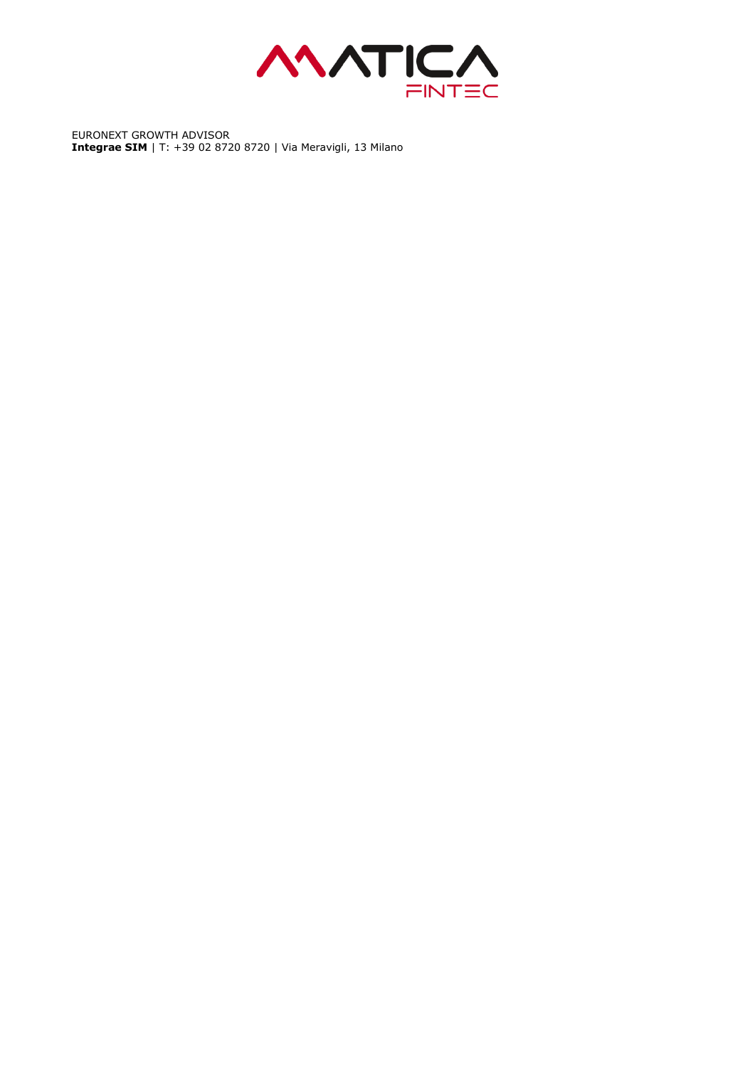EURONEXT GROWTH ADVISOR
**Integrae SIM** | T: +39 02 8720 8720 | Via Meravigli, 13 Milano